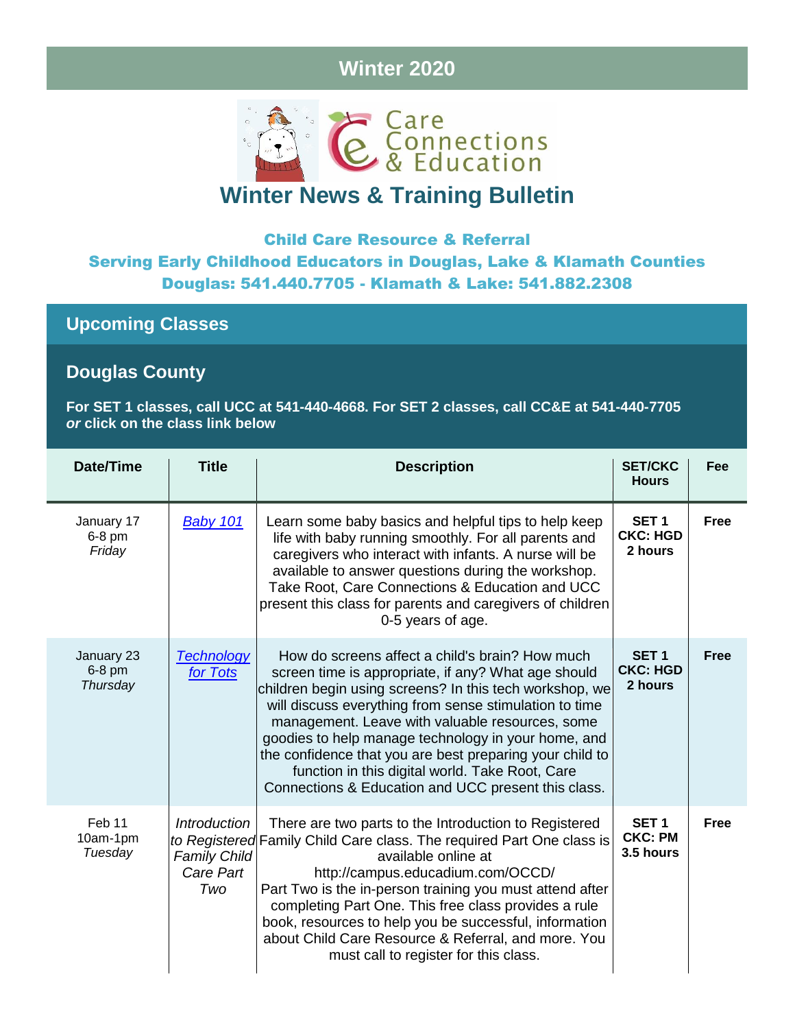# Winter 2020

Care Connections & Education

## Winter News & Training Bulletin

**Child Care Resource & Referral**
**Serving Early Childhood Educators in Douglas, Lake & Klamath Counties**
**Douglas: 541.440.7705 - Klamath & Lake: 541.882.2308**

## Upcoming Classes

### Douglas County

**For SET 1 classes, call UCC at 541-440-4668. For SET 2 classes, call CC&E at 541-440-7705 *or* click on the class link below**

| Date/Time | Title | Description | SET/CKC Hours | Fee |
|---|---|---|---|---|
| January 17 6-8 pm *Friday* | *Baby 101* | Learn some baby basics and helpful tips to help keep life with baby running smoothly. For all parents and caregivers who interact with infants. A nurse will be available to answer questions during the workshop. Take Root, Care Connections & Education and UCC present this class for parents and caregivers of children 0-5 years of age. | **SET 1 CKC: HGD 2 hours** | **Free** |
| January 23 6-8 pm *Thursday* | *Technology for Tots* | How do screens affect a child's brain? How much screen time is appropriate, if any? What age should children begin using screens? In this tech workshop, we will discuss everything from sense stimulation to time management. Leave with valuable resources, some goodies to help manage technology in your home, and the confidence that you are best preparing your child to function in this digital world. Take Root, Care Connections & Education and UCC present this class. | **SET 1 CKC: HGD 2 hours** | **Free** |
| Feb 11 10am-1pm *Tuesday* | *Introduction to Registered Family Child Care Part Two* | There are two parts to the Introduction to Registered Family Child Care class. The required Part One class is available online at http://campus.educadium.com/OCCD/ Part Two is the in-person training you must attend after completing Part One. This free class provides a rule book, resources to help you be successful, information about Child Care Resource & Referral, and more. You must call to register for this class. | **SET 1 CKC: PM 3.5 hours** | **Free** |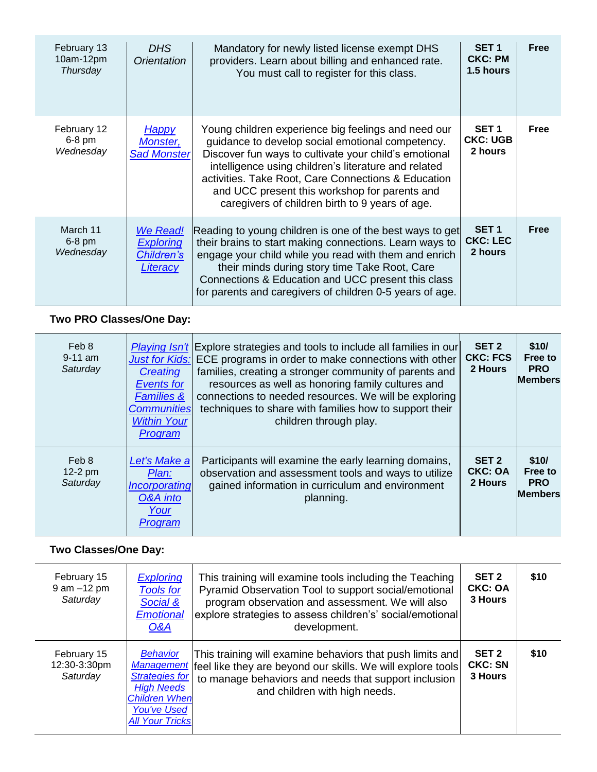| | | | | |
|---|---|---|---|---|
| February 13<br>10am-12pm<br>*Thursday* | *DHS Orientation* | Mandatory for newly listed license exempt DHS providers. Learn about billing and enhanced rate. You must call to register for this class. | **SET 1**<br>**CKC: PM**<br>**1.5 hours** | **Free** |
| February 12<br>6-8 pm<br>*Wednesday* | *Happy Monster, Sad Monster* | Young children experience big feelings and need our guidance to develop social emotional competency. Discover fun ways to cultivate your child's emotional intelligence using children's literature and related activities. Take Root, Care Connections & Education and UCC present this workshop for parents and caregivers of children birth to 9 years of age. | **SET 1**<br>**CKC: UGB**<br>**2 hours** | **Free** |
| March 11<br>6-8 pm<br>*Wednesday* | *We Read! Exploring Children's Literacy* | Reading to young children is one of the best ways to get their brains to start making connections. Learn ways to engage your child while you read with them and enrich their minds during story time Take Root, Care Connections & Education and UCC present this class for parents and caregivers of children 0-5 years of age. | **SET 1**<br>**CKC: LEC**<br>**2 hours** | **Free** |

**Two PRO Classes/One Day:**

| | | | | |
|---|---|---|---|---|
| Feb 8<br>9-11 am<br>*Saturday* | *Playing Isn't Just for Kids: Creating Events for Families & Communities Within Your Program* | Explore strategies and tools to include all families in our ECE programs in order to make connections with other families, creating a stronger community of parents and resources as well as honoring family cultures and connections to needed resources. We will be exploring techniques to share with families how to support their children through play. | **SET 2**<br>**CKC: FCS**<br>**2 Hours** | **$10/ Free to PRO Members** |
| Feb 8<br>12-2 pm<br>*Saturday* | *Let's Make a Plan: Incorporating O&A into Your Program* | Participants will examine the early learning domains, observation and assessment tools and ways to utilize gained information in curriculum and environment planning. | **SET 2**<br>**CKC: OA**<br>**2 Hours** | **$10/ Free to PRO Members** |

**Two Classes/One Day:**

| | | | | |
|---|---|---|---|---|
| February 15<br>9 am –12 pm<br>*Saturday* | *Exploring Tools for Social & Emotional O&A* | This training will examine tools including the Teaching Pyramid Observation Tool to support social/emotional program observation and assessment. We will also explore strategies to assess children's' social/emotional development. | **SET 2**<br>**CKC: OA**<br>**3 Hours** | **$10** |
| February 15<br>12:30-3:30pm<br>*Saturday* | *Behavior Management Strategies for High Needs Children When You've Used All Your Tricks* | This training will examine behaviors that push limits and feel like they are beyond our skills. We will explore tools to manage behaviors and needs that support inclusion and children with high needs. | **SET 2**<br>**CKC: SN**<br>**3 Hours** | **$10** |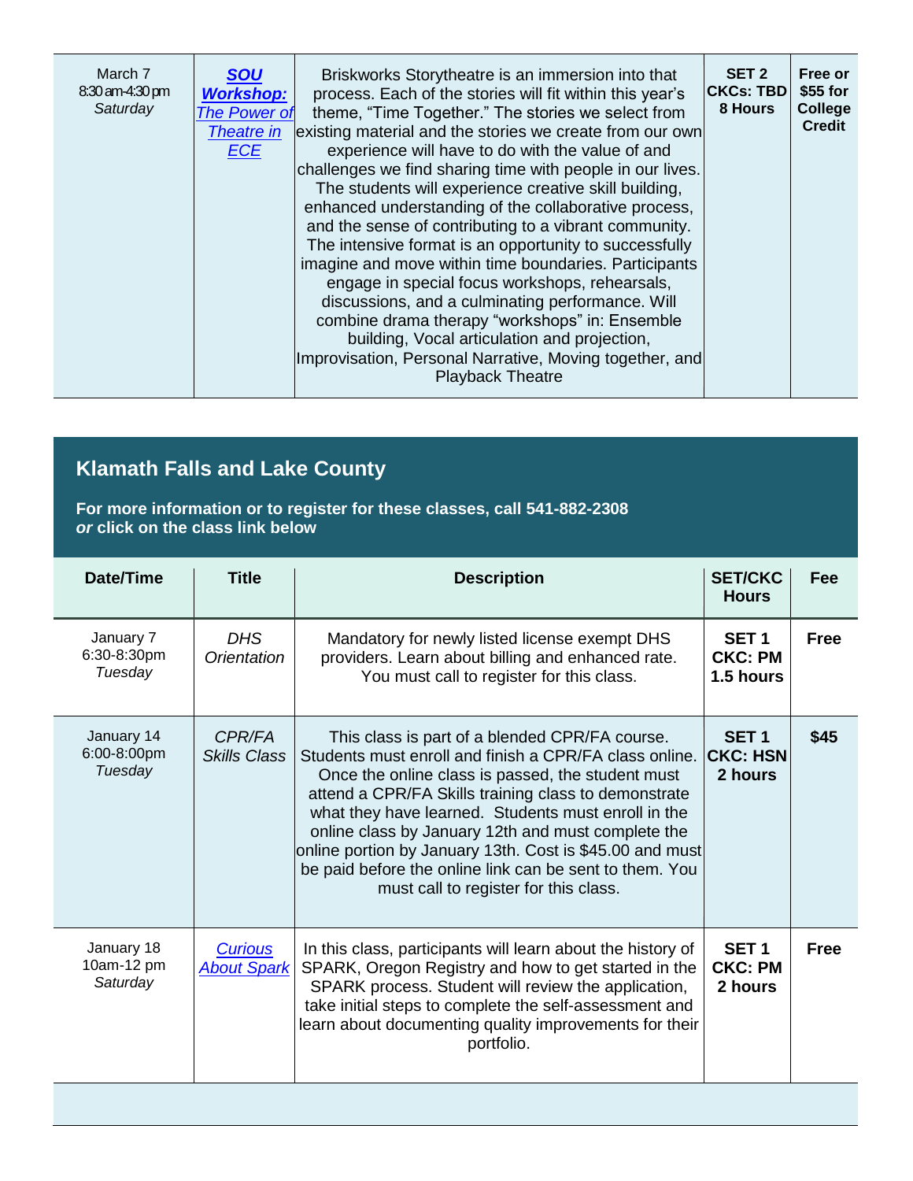| | | | | |
|---|---|---|---|---|
| March 7<br>8:30 am-4:30 pm<br>*Saturday* | ***SOU Workshop:*** *The Power of Theatre in ECE* | Briskworks Storytheatre is an immersion into that process. Each of the stories will fit within this year's theme, "Time Together." The stories we select from existing material and the stories we create from our own experience will have to do with the value of and challenges we find sharing time with people in our lives. The students will experience creative skill building, enhanced understanding of the collaborative process, and the sense of contributing to a vibrant community. The intensive format is an opportunity to successfully imagine and move within time boundaries. Participants engage in special focus workshops, rehearsals, discussions, and a culminating performance. Will combine drama therapy "workshops" in: Ensemble building, Vocal articulation and projection, Improvisation, Personal Narrative, Moving together, and Playback Theatre | **SET 2**<br>**CKCs: TBD**<br>**8 Hours** | **Free or $55 for College Credit** |

## Klamath Falls and Lake County

**For more information or to register for these classes, call 541-882-2308**
***or* click on the class link below**

| Date/Time | Title | Description | SET/CKC Hours | Fee |
|---|---|---|---|---|
| January 7<br>6:30-8:30pm<br>*Tuesday* | *DHS Orientation* | Mandatory for newly listed license exempt DHS providers. Learn about billing and enhanced rate. You must call to register for this class. | **SET 1**<br>**CKC: PM**<br>**1.5 hours** | **Free** |
| January 14<br>6:00-8:00pm<br>*Tuesday* | *CPR/FA Skills Class* | This class is part of a blended CPR/FA course. Students must enroll and finish a CPR/FA class online. Once the online class is passed, the student must attend a CPR/FA Skills training class to demonstrate what they have learned. Students must enroll in the online class by January 12th and must complete the online portion by January 13th. Cost is $45.00 and must be paid before the online link can be sent to them. You must call to register for this class. | **SET 1**<br>**CKC: HSN**<br>**2 hours** | **$45** |
| January 18<br>10am-12 pm<br>*Saturday* | *Curious About Spark* | In this class, participants will learn about the history of SPARK, Oregon Registry and how to get started in the SPARK process. Student will review the application, take initial steps to complete the self-assessment and learn about documenting quality improvements for their portfolio. | **SET 1**<br>**CKC: PM**<br>**2 hours** | **Free** |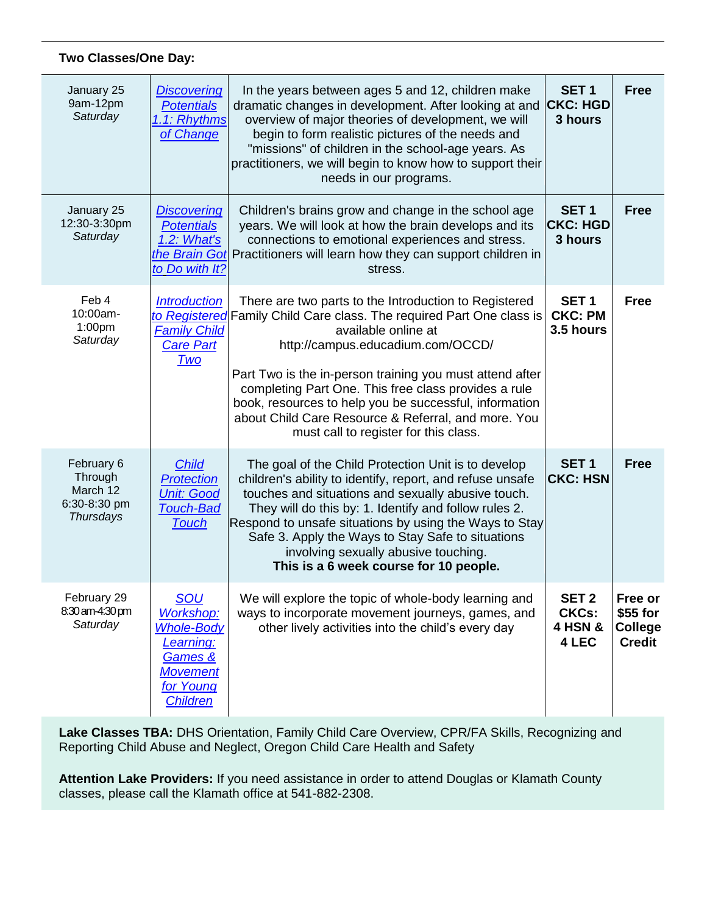**Two Classes/One Day:**

| Date/Time | Class | Description | Credit | Cost |
|---|---|---|---|---|
| January 25<br>9am-12pm<br>*Saturday* | *Discovering Potentials 1.1: Rhythms of Change* | In the years between ages 5 and 12, children make dramatic changes in development. After looking at and overview of major theories of development, we will begin to form realistic pictures of the needs and "missions" of children in the school-age years. As practitioners, we will begin to know how to support their needs in our programs. | **SET 1<br>CKC: HGD<br>3 hours** | **Free** |
| January 25<br>12:30-3:30pm<br>*Saturday* | *Discovering Potentials 1.2: What's the Brain Got to Do with It?* | Children's brains grow and change in the school age years. We will look at how the brain develops and its connections to emotional experiences and stress. Practitioners will learn how they can support children in stress. | **SET 1<br>CKC: HGD<br>3 hours** | **Free** |
| Feb 4<br>10:00am-1:00pm<br>*Saturday* | *Introduction to Registered Family Child Care Part Two* | There are two parts to the Introduction to Registered Family Child Care class. The required Part One class is available online at http://campus.educadium.com/OCCD/<br><br>Part Two is the in-person training you must attend after completing Part One. This free class provides a rule book, resources to help you be successful, information about Child Care Resource & Referral, and more. You must call to register for this class. | **SET 1<br>CKC: PM<br>3.5 hours** | **Free** |
| February 6<br>Through<br>March 12<br>6:30-8:30 pm<br>*Thursdays* | *Child Protection Unit: Good Touch-Bad Touch* | The goal of the Child Protection Unit is to develop children's ability to identify, report, and refuse unsafe touches and situations and sexually abusive touch. They will do this by: 1. Identify and follow rules 2. Respond to unsafe situations by using the Ways to Stay Safe 3. Apply the Ways to Stay Safe to situations involving sexually abusive touching.<br>**This is a 6 week course for 10 people.** | **SET 1<br>CKC: HSN** | **Free** |
| February 29<br>8:30 am-4:30 pm<br>*Saturday* | *SOU Workshop: Whole-Body Learning: Games & Movement for Young Children* | We will explore the topic of whole-body learning and ways to incorporate movement journeys, games, and other lively activities into the child's every day | **SET 2<br>CKCs:<br>4 HSN &<br>4 LEC** | **Free or $55 for College Credit** |

**Lake Classes TBA:** DHS Orientation, Family Child Care Overview, CPR/FA Skills, Recognizing and Reporting Child Abuse and Neglect, Oregon Child Care Health and Safety

**Attention Lake Providers:** If you need assistance in order to attend Douglas or Klamath County classes, please call the Klamath office at 541-882-2308.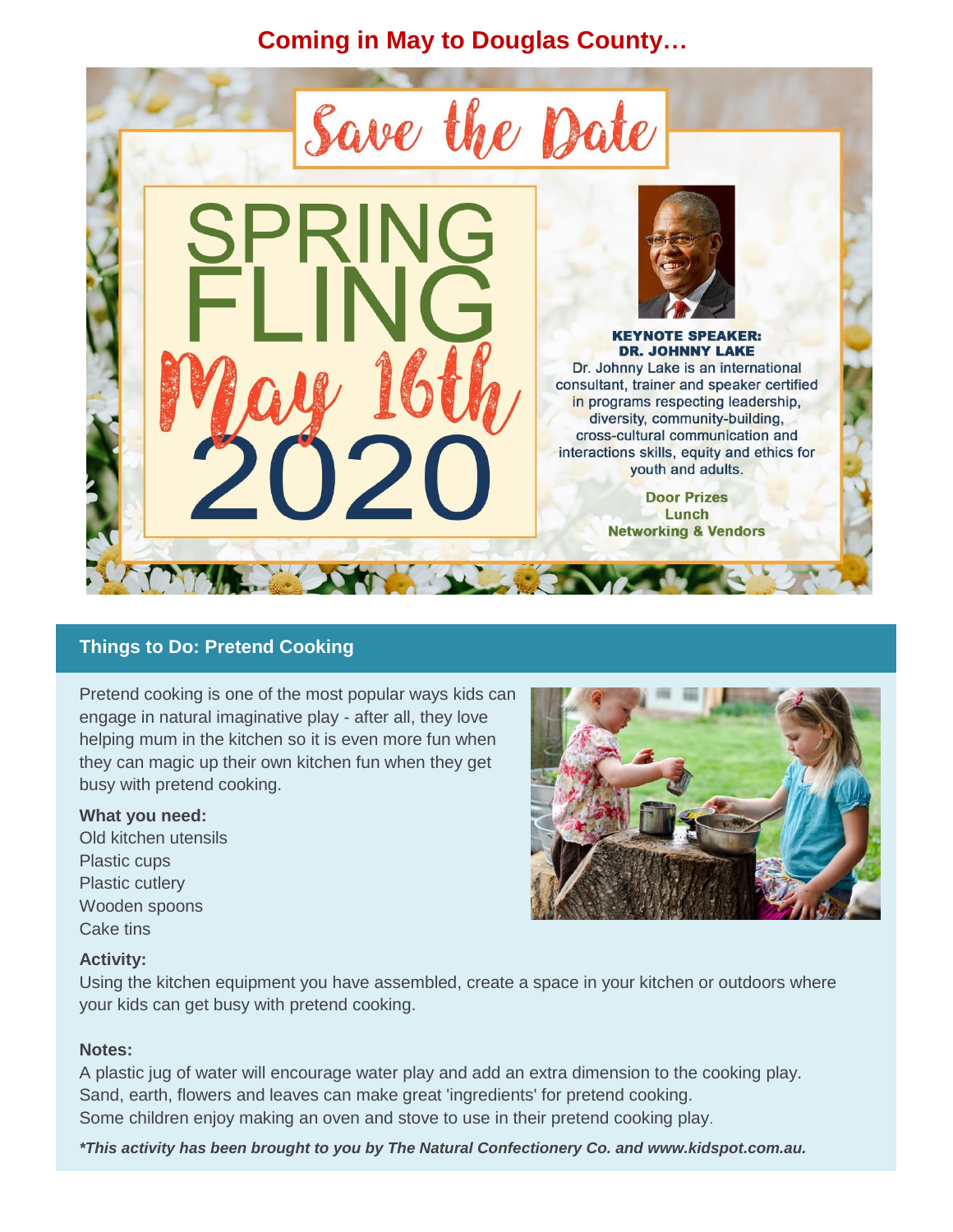## Coming in May to Douglas County…

# Save the Date

# SPRING FLING

# May 16th 2020

**KEYNOTE SPEAKER:**
**DR. JOHNNY LAKE**

Dr. Johnny Lake is an international consultant, trainer and speaker certified in programs respecting leadership, diversity, community-building, cross-cultural communication and interactions skills, equity and ethics for youth and adults.

**Door Prizes**
**Lunch**
**Networking & Vendors**

## Things to Do: Pretend Cooking

Pretend cooking is one of the most popular ways kids can engage in natural imaginative play - after all, they love helping mum in the kitchen so it is even more fun when they can magic up their own kitchen fun when they get busy with pretend cooking.

**What you need:**

Old kitchen utensils
Plastic cups
Plastic cutlery
Wooden spoons
Cake tins

**Activity:**

Using the kitchen equipment you have assembled, create a space in your kitchen or outdoors where your kids can get busy with pretend cooking.

**Notes:**

A plastic jug of water will encourage water play and add an extra dimension to the cooking play.
Sand, earth, flowers and leaves can make great 'ingredients' for pretend cooking.
Some children enjoy making an oven and stove to use in their pretend cooking play.

***This activity has been brought to you by The Natural Confectionery Co. and www.kidspot.com.au.**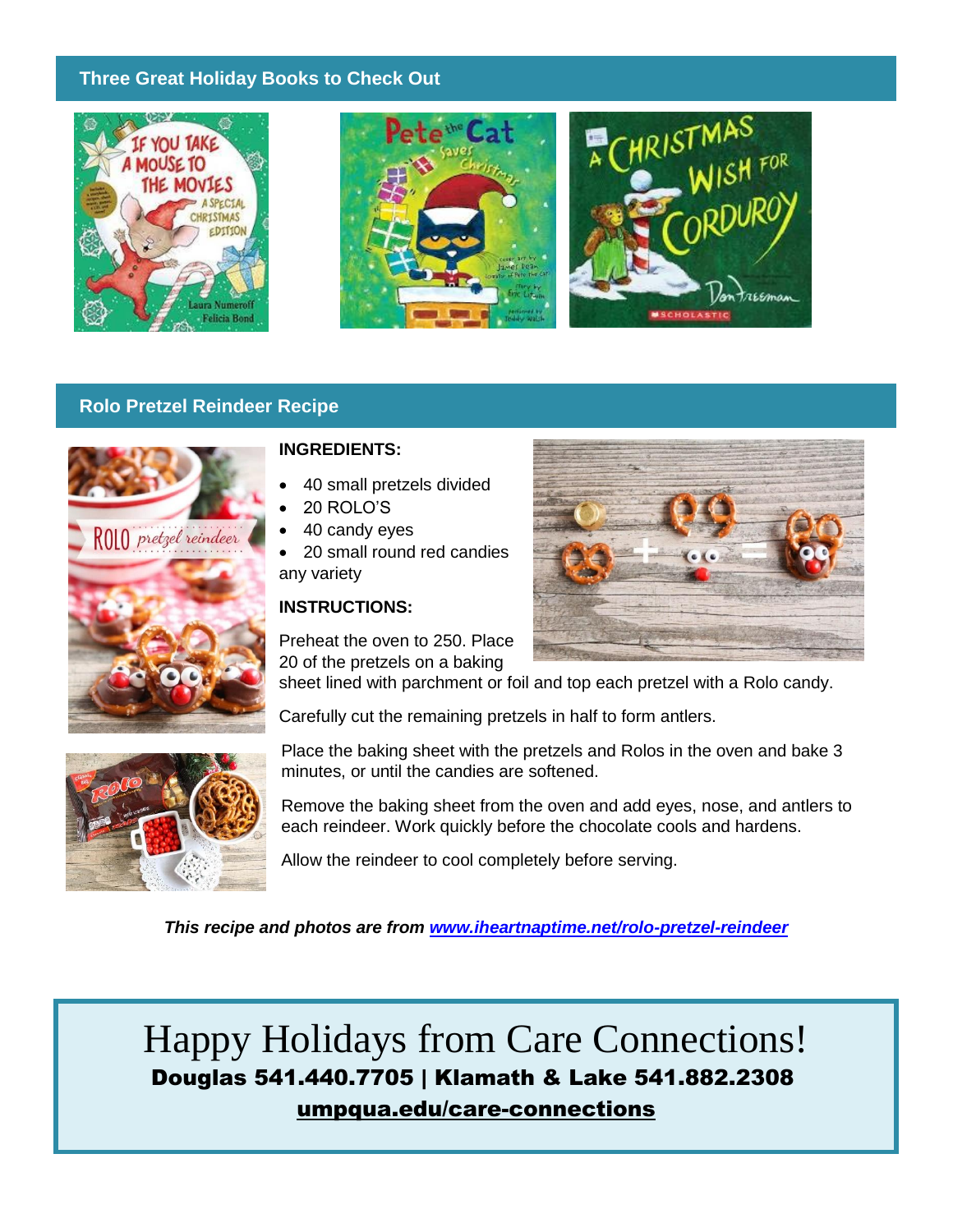## Three Great Holiday Books to Check Out

## Rolo Pretzel Reindeer Recipe

**INGREDIENTS:**

- 40 small pretzels divided
- 20 ROLO'S
- 40 candy eyes
- 20 small round red candies any variety

**INSTRUCTIONS:**

Preheat the oven to 250. Place 20 of the pretzels on a baking sheet lined with parchment or foil and top each pretzel with a Rolo candy.

Carefully cut the remaining pretzels in half to form antlers.

Place the baking sheet with the pretzels and Rolos in the oven and bake 3 minutes, or until the candies are softened.

Remove the baking sheet from the oven and add eyes, nose, and antlers to each reindeer. Work quickly before the chocolate cools and hardens.

Allow the reindeer to cool completely before serving.

***This recipe and photos are from [www.iheartnaptime.net/rolo-pretzel-reindeer](www.iheartnaptime.net/rolo-pretzel-reindeer)***

# Happy Holidays from Care Connections!

**Douglas 541.440.7705 | Klamath & Lake 541.882.2308**

**[umpqua.edu/care-connections](umpqua.edu/care-connections)**